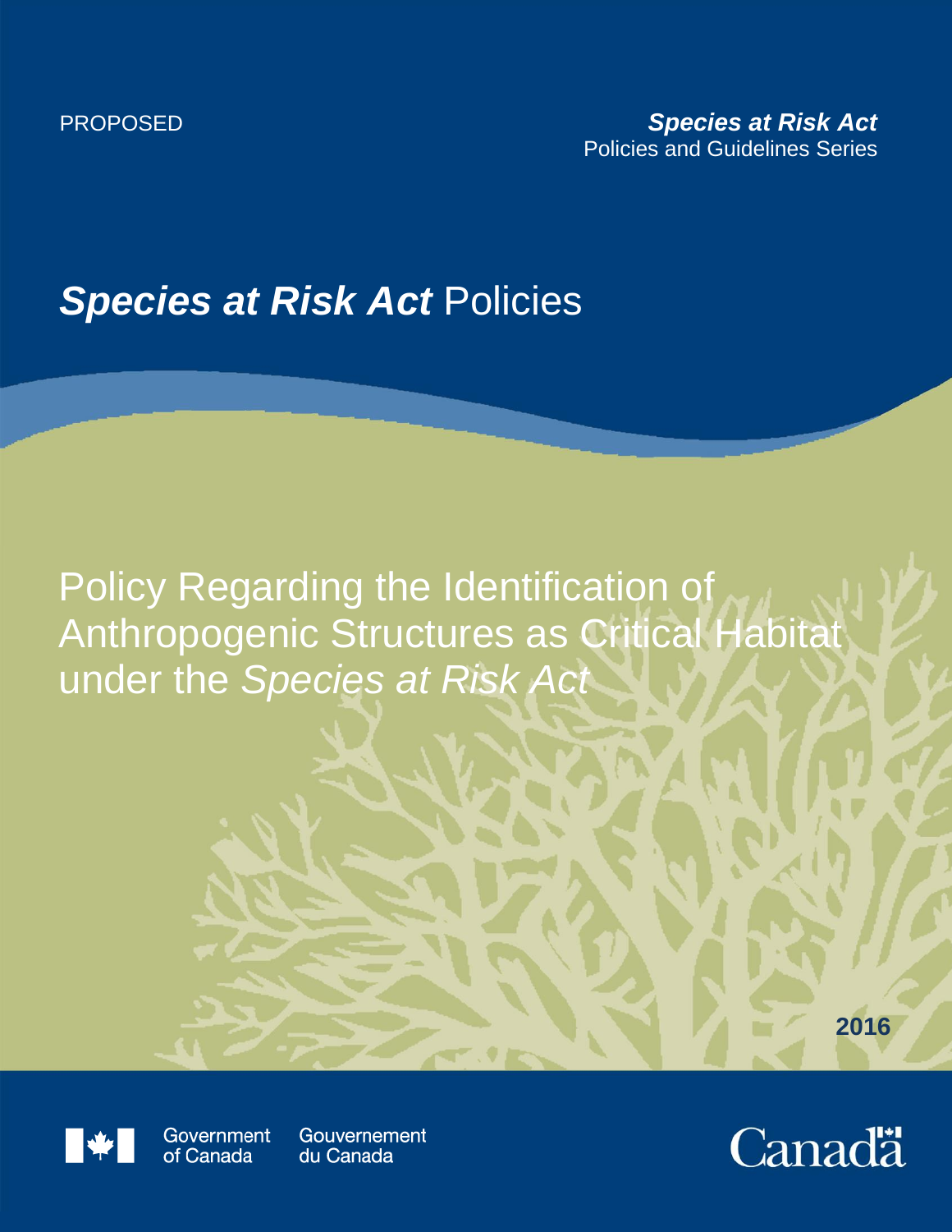PROPOSED

***Species at Risk Act***
Policies and Guidelines Series

# ***Species at Risk Act*** Policies

## Policy Regarding the Identification of Anthropogenic Structures as Critical Habitat under the *Species at Risk Act*

**2016**

Government of Canada Gouvernement du Canada

Canada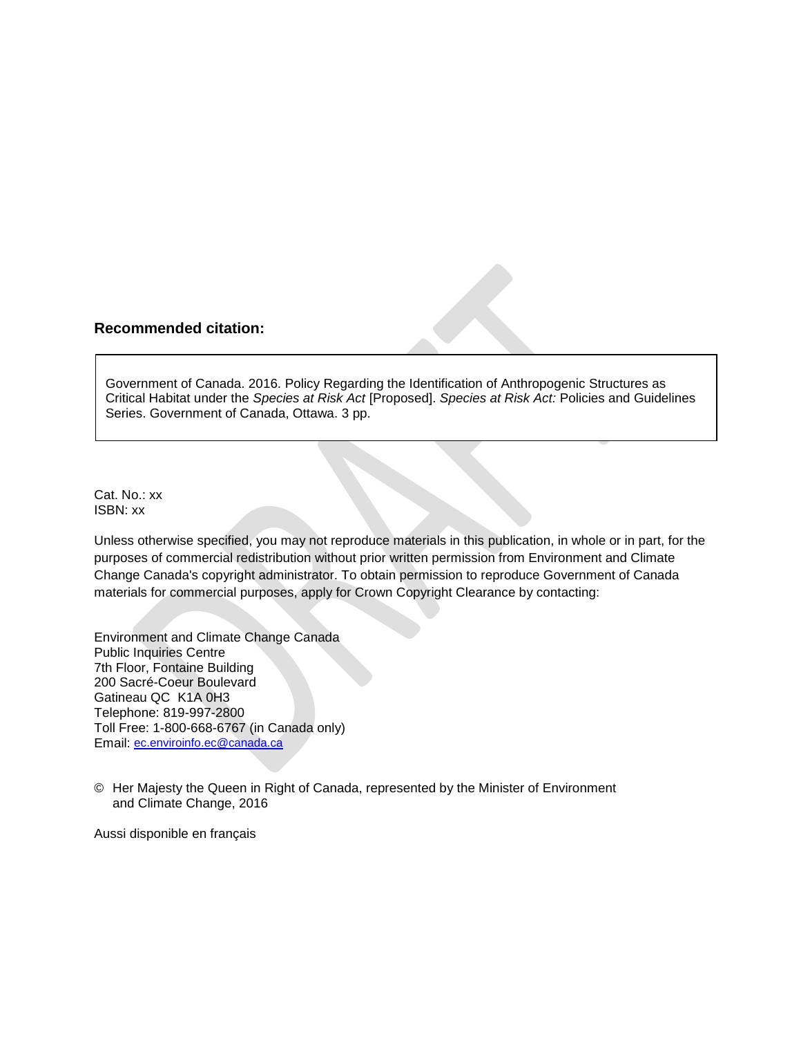**Recommended citation:**

> Government of Canada. 2016. Policy Regarding the Identification of Anthropogenic Structures as Critical Habitat under the *Species at Risk Act* [Proposed]. *Species at Risk Act:* Policies and Guidelines Series. Government of Canada, Ottawa. 3 pp.

Cat. No.: xx
ISBN: xx

Unless otherwise specified, you may not reproduce materials in this publication, in whole or in part, for the purposes of commercial redistribution without prior written permission from Environment and Climate Change Canada's copyright administrator. To obtain permission to reproduce Government of Canada materials for commercial purposes, apply for Crown Copyright Clearance by contacting:

Environment and Climate Change Canada
Public Inquiries Centre
7th Floor, Fontaine Building
200 Sacré-Coeur Boulevard
Gatineau QC K1A 0H3
Telephone: 819-997-2800
Toll Free: 1-800-668-6767 (in Canada only)
Email: ec.enviroinfo.ec@canada.ca

© Her Majesty the Queen in Right of Canada, represented by the Minister of Environment and Climate Change, 2016

Aussi disponible en français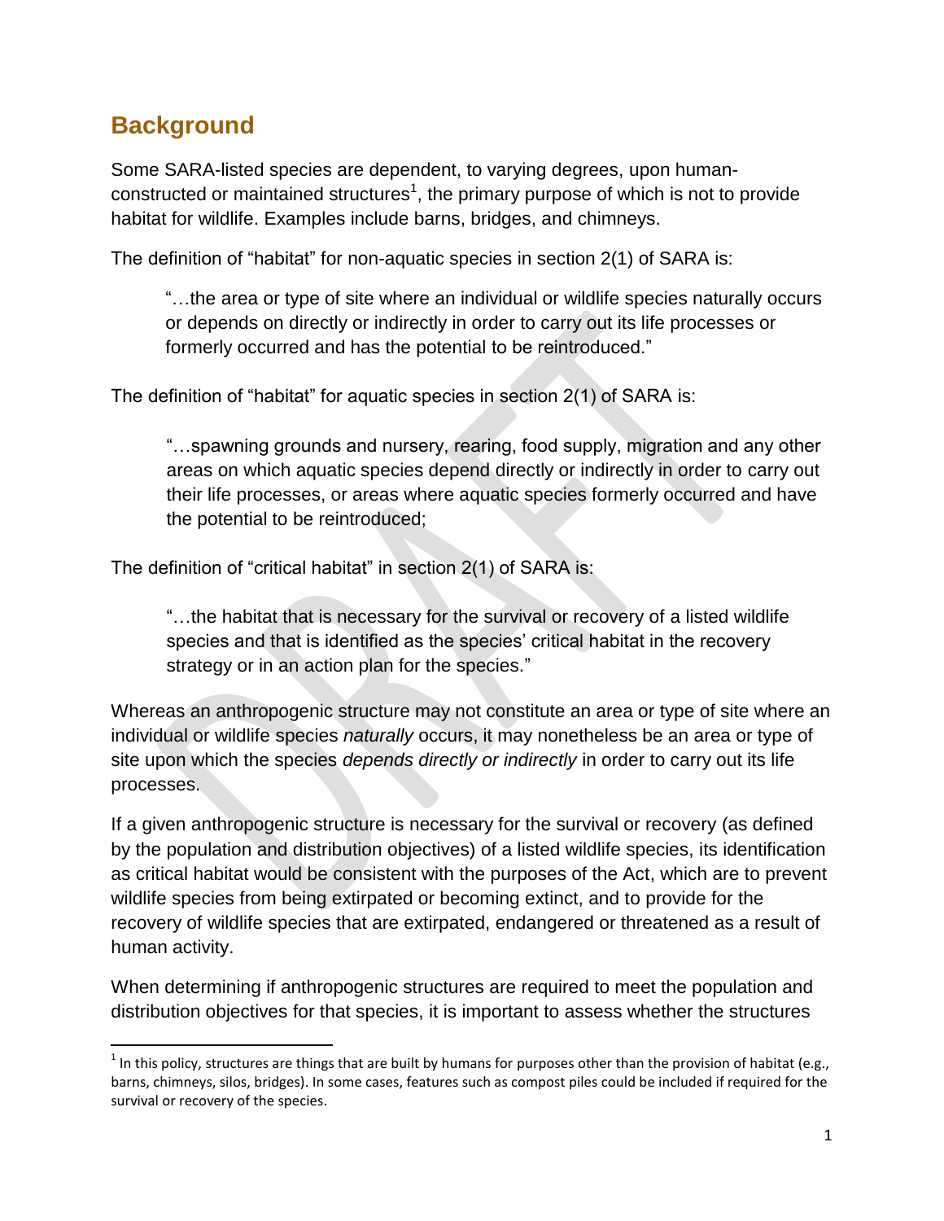## Background

Some SARA-listed species are dependent, to varying degrees, upon human-constructed or maintained structures[1], the primary purpose of which is not to provide habitat for wildlife. Examples include barns, bridges, and chimneys.

The definition of "habitat" for non-aquatic species in section 2(1) of SARA is:

> "…the area or type of site where an individual or wildlife species naturally occurs or depends on directly or indirectly in order to carry out its life processes or formerly occurred and has the potential to be reintroduced."

The definition of "habitat" for aquatic species in section 2(1) of SARA is:

> "…spawning grounds and nursery, rearing, food supply, migration and any other areas on which aquatic species depend directly or indirectly in order to carry out their life processes, or areas where aquatic species formerly occurred and have the potential to be reintroduced;

The definition of "critical habitat" in section 2(1) of SARA is:

> "…the habitat that is necessary for the survival or recovery of a listed wildlife species and that is identified as the species' critical habitat in the recovery strategy or in an action plan for the species."

Whereas an anthropogenic structure may not constitute an area or type of site where an individual or wildlife species *naturally* occurs, it may nonetheless be an area or type of site upon which the species *depends directly or indirectly* in order to carry out its life processes.

If a given anthropogenic structure is necessary for the survival or recovery (as defined by the population and distribution objectives) of a listed wildlife species, its identification as critical habitat would be consistent with the purposes of the Act, which are to prevent wildlife species from being extirpated or becoming extinct, and to provide for the recovery of wildlife species that are extirpated, endangered or threatened as a result of human activity.

When determining if anthropogenic structures are required to meet the population and distribution objectives for that species, it is important to assess whether the structures

[1] In this policy, structures are things that are built by humans for purposes other than the provision of habitat (e.g., barns, chimneys, silos, bridges). In some cases, features such as compost piles could be included if required for the survival or recovery of the species.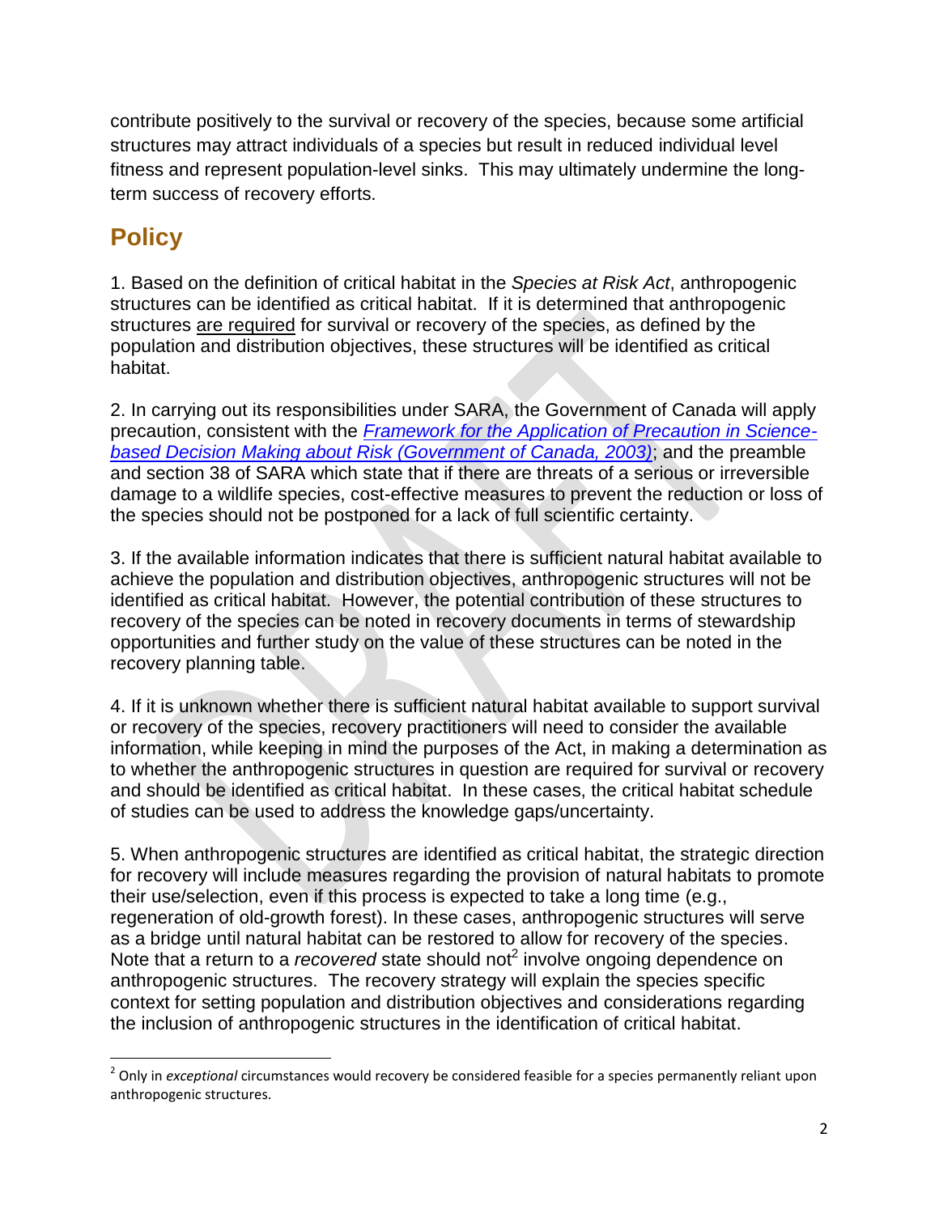contribute positively to the survival or recovery of the species, because some artificial structures may attract individuals of a species but result in reduced individual level fitness and represent population-level sinks. This may ultimately undermine the long-term success of recovery efforts.

## Policy

1. Based on the definition of critical habitat in the *Species at Risk Act*, anthropogenic structures can be identified as critical habitat. If it is determined that anthropogenic structures <u>are required</u> for survival or recovery of the species, as defined by the population and distribution objectives, these structures will be identified as critical habitat.

2. In carrying out its responsibilities under SARA, the Government of Canada will apply precaution, consistent with the [*Framework for the Application of Precaution in Science-based Decision Making about Risk (Government of Canada, 2003)*]; and the preamble and section 38 of SARA which state that if there are threats of a serious or irreversible damage to a wildlife species, cost-effective measures to prevent the reduction or loss of the species should not be postponed for a lack of full scientific certainty.

3. If the available information indicates that there is sufficient natural habitat available to achieve the population and distribution objectives, anthropogenic structures will not be identified as critical habitat. However, the potential contribution of these structures to recovery of the species can be noted in recovery documents in terms of stewardship opportunities and further study on the value of these structures can be noted in the recovery planning table.

4. If it is unknown whether there is sufficient natural habitat available to support survival or recovery of the species, recovery practitioners will need to consider the available information, while keeping in mind the purposes of the Act, in making a determination as to whether the anthropogenic structures in question are required for survival or recovery and should be identified as critical habitat. In these cases, the critical habitat schedule of studies can be used to address the knowledge gaps/uncertainty.

5. When anthropogenic structures are identified as critical habitat, the strategic direction for recovery will include measures regarding the provision of natural habitats to promote their use/selection, even if this process is expected to take a long time (e.g., regeneration of old-growth forest). In these cases, anthropogenic structures will serve as a bridge until natural habitat can be restored to allow for recovery of the species. Note that a return to a *recovered* state should not[2] involve ongoing dependence on anthropogenic structures. The recovery strategy will explain the species specific context for setting population and distribution objectives and considerations regarding the inclusion of anthropogenic structures in the identification of critical habitat.

---

[2] Only in *exceptional* circumstances would recovery be considered feasible for a species permanently reliant upon anthropogenic structures.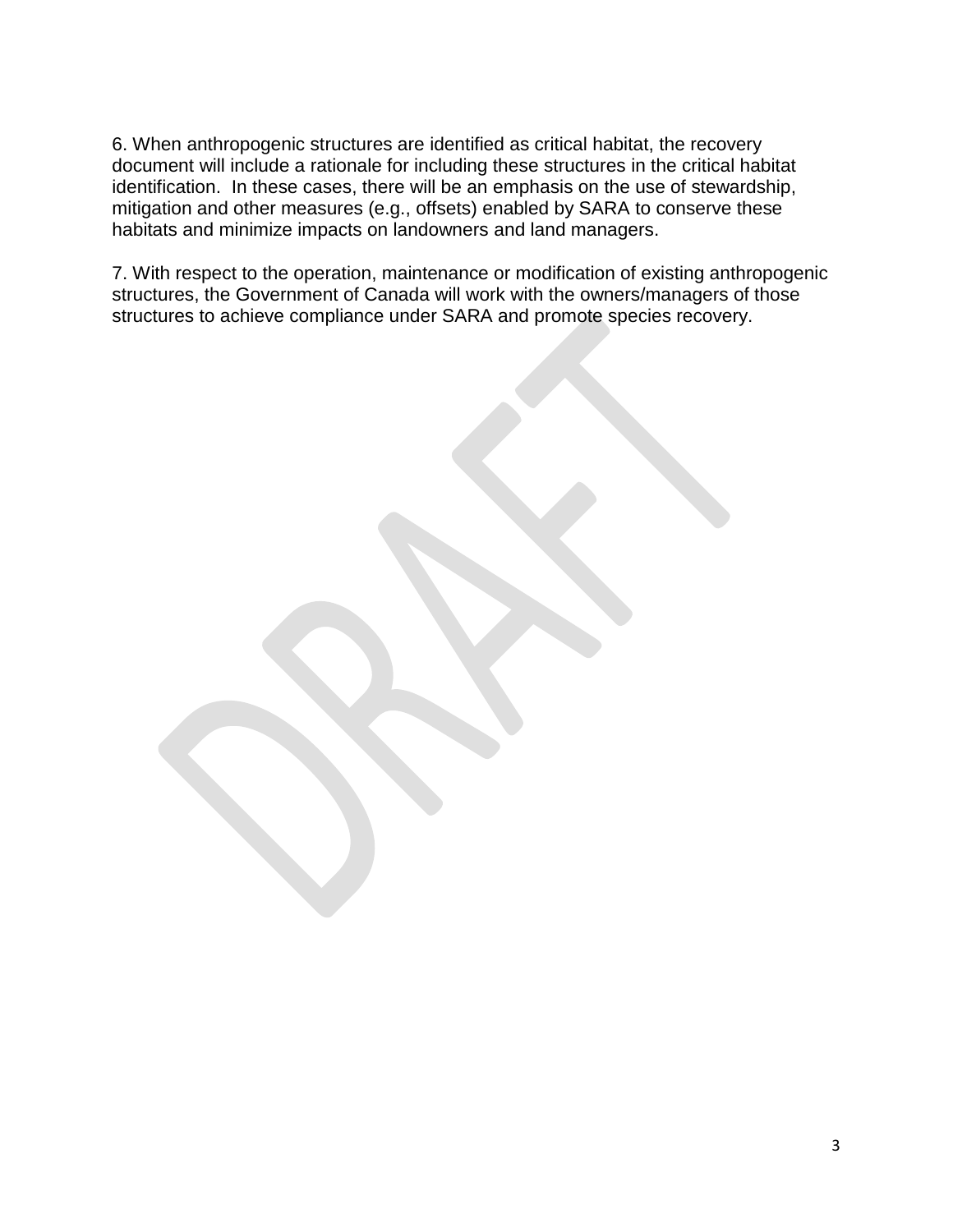6. When anthropogenic structures are identified as critical habitat, the recovery document will include a rationale for including these structures in the critical habitat identification. In these cases, there will be an emphasis on the use of stewardship, mitigation and other measures (e.g., offsets) enabled by SARA to conserve these habitats and minimize impacts on landowners and land managers.

7. With respect to the operation, maintenance or modification of existing anthropogenic structures, the Government of Canada will work with the owners/managers of those structures to achieve compliance under SARA and promote species recovery.